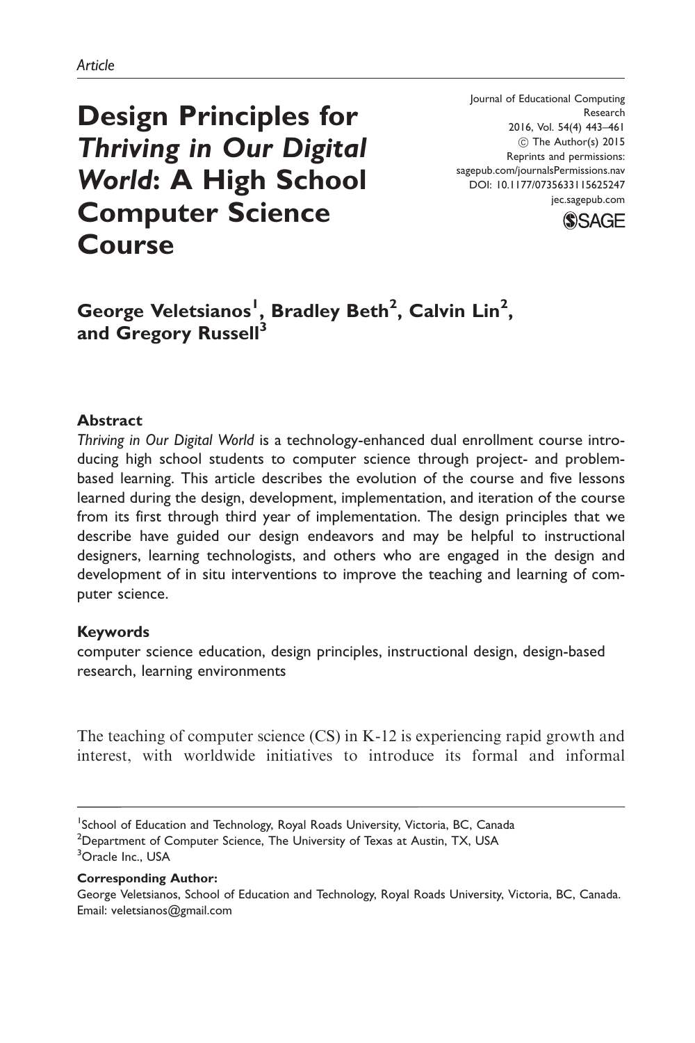Article

# Design Principles for *Thriving in Our Digital World*: A High School Computer Science Course

Journal of Educational Computing Research
2016, Vol. 54(4) 443–461
© The Author(s) 2015
Reprints and permissions: sagepub.com/journalsPermissions.nav
DOI: 10.1177/0735633115625247
jec.sagepub.com

**George Veletsianos[1], Bradley Beth[2], Calvin Lin[2], and Gregory Russell[3]**

## Abstract

*Thriving in Our Digital World* is a technology-enhanced dual enrollment course introducing high school students to computer science through project- and problem-based learning. This article describes the evolution of the course and five lessons learned during the design, development, implementation, and iteration of the course from its first through third year of implementation. The design principles that we describe have guided our design endeavors and may be helpful to instructional designers, learning technologists, and others who are engaged in the design and development of in situ interventions to improve the teaching and learning of computer science.

## Keywords

computer science education, design principles, instructional design, design-based research, learning environments

The teaching of computer science (CS) in K-12 is experiencing rapid growth and interest, with worldwide initiatives to introduce its formal and informal

---

[1]School of Education and Technology, Royal Roads University, Victoria, BC, Canada
[2]Department of Computer Science, The University of Texas at Austin, TX, USA
[3]Oracle Inc., USA

**Corresponding Author:**
George Veletsianos, School of Education and Technology, Royal Roads University, Victoria, BC, Canada.
Email: veletsianos@gmail.com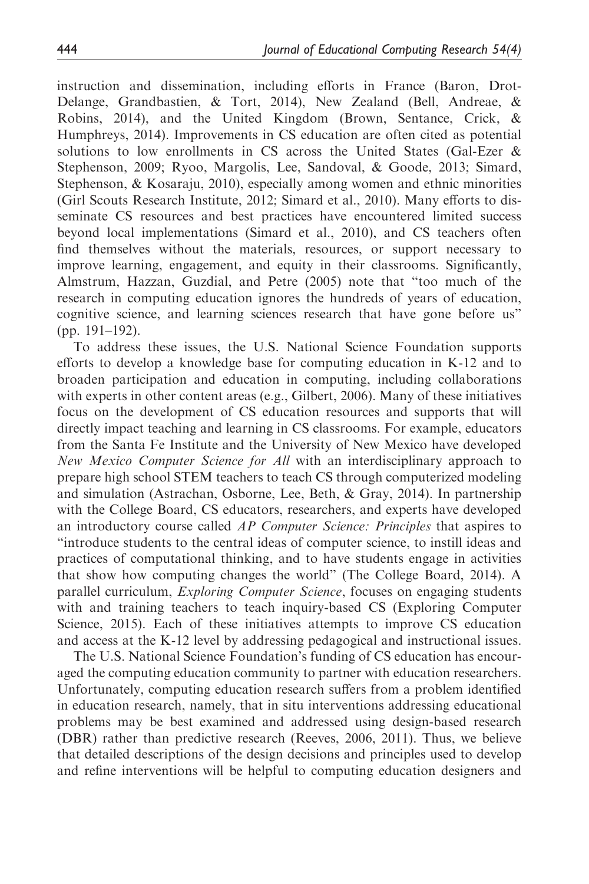instruction and dissemination, including efforts in France (Baron, Drot-Delange, Grandbastien, & Tort, 2014), New Zealand (Bell, Andreae, & Robins, 2014), and the United Kingdom (Brown, Sentance, Crick, & Humphreys, 2014). Improvements in CS education are often cited as potential solutions to low enrollments in CS across the United States (Gal-Ezer & Stephenson, 2009; Ryoo, Margolis, Lee, Sandoval, & Goode, 2013; Simard, Stephenson, & Kosaraju, 2010), especially among women and ethnic minorities (Girl Scouts Research Institute, 2012; Simard et al., 2010). Many efforts to disseminate CS resources and best practices have encountered limited success beyond local implementations (Simard et al., 2010), and CS teachers often find themselves without the materials, resources, or support necessary to improve learning, engagement, and equity in their classrooms. Significantly, Almstrum, Hazzan, Guzdial, and Petre (2005) note that "too much of the research in computing education ignores the hundreds of years of education, cognitive science, and learning sciences research that have gone before us" (pp. 191–192).

To address these issues, the U.S. National Science Foundation supports efforts to develop a knowledge base for computing education in K-12 and to broaden participation and education in computing, including collaborations with experts in other content areas (e.g., Gilbert, 2006). Many of these initiatives focus on the development of CS education resources and supports that will directly impact teaching and learning in CS classrooms. For example, educators from the Santa Fe Institute and the University of New Mexico have developed *New Mexico Computer Science for All* with an interdisciplinary approach to prepare high school STEM teachers to teach CS through computerized modeling and simulation (Astrachan, Osborne, Lee, Beth, & Gray, 2014). In partnership with the College Board, CS educators, researchers, and experts have developed an introductory course called *AP Computer Science: Principles* that aspires to "introduce students to the central ideas of computer science, to instill ideas and practices of computational thinking, and to have students engage in activities that show how computing changes the world" (The College Board, 2014). A parallel curriculum, *Exploring Computer Science*, focuses on engaging students with and training teachers to teach inquiry-based CS (Exploring Computer Science, 2015). Each of these initiatives attempts to improve CS education and access at the K-12 level by addressing pedagogical and instructional issues.

The U.S. National Science Foundation's funding of CS education has encouraged the computing education community to partner with education researchers. Unfortunately, computing education research suffers from a problem identified in education research, namely, that in situ interventions addressing educational problems may be best examined and addressed using design-based research (DBR) rather than predictive research (Reeves, 2006, 2011). Thus, we believe that detailed descriptions of the design decisions and principles used to develop and refine interventions will be helpful to computing education designers and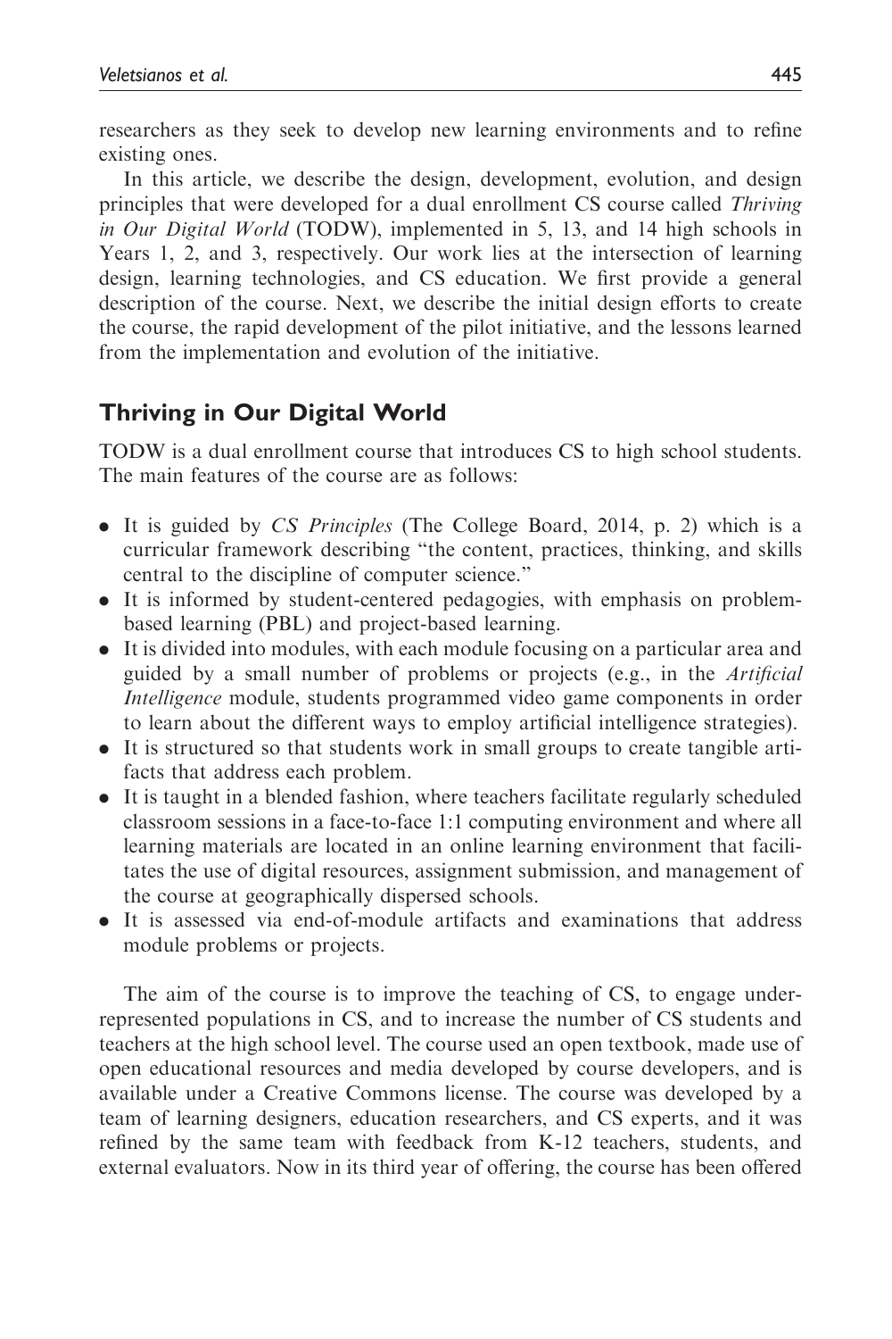researchers as they seek to develop new learning environments and to refine existing ones.

In this article, we describe the design, development, evolution, and design principles that were developed for a dual enrollment CS course called *Thriving in Our Digital World* (TODW), implemented in 5, 13, and 14 high schools in Years 1, 2, and 3, respectively. Our work lies at the intersection of learning design, learning technologies, and CS education. We first provide a general description of the course. Next, we describe the initial design efforts to create the course, the rapid development of the pilot initiative, and the lessons learned from the implementation and evolution of the initiative.

## Thriving in Our Digital World

TODW is a dual enrollment course that introduces CS to high school students. The main features of the course are as follows:

- It is guided by *CS Principles* (The College Board, 2014, p. 2) which is a curricular framework describing "the content, practices, thinking, and skills central to the discipline of computer science."
- It is informed by student-centered pedagogies, with emphasis on problem-based learning (PBL) and project-based learning.
- It is divided into modules, with each module focusing on a particular area and guided by a small number of problems or projects (e.g., in the *Artificial Intelligence* module, students programmed video game components in order to learn about the different ways to employ artificial intelligence strategies).
- It is structured so that students work in small groups to create tangible artifacts that address each problem.
- It is taught in a blended fashion, where teachers facilitate regularly scheduled classroom sessions in a face-to-face 1:1 computing environment and where all learning materials are located in an online learning environment that facilitates the use of digital resources, assignment submission, and management of the course at geographically dispersed schools.
- It is assessed via end-of-module artifacts and examinations that address module problems or projects.

The aim of the course is to improve the teaching of CS, to engage underrepresented populations in CS, and to increase the number of CS students and teachers at the high school level. The course used an open textbook, made use of open educational resources and media developed by course developers, and is available under a Creative Commons license. The course was developed by a team of learning designers, education researchers, and CS experts, and it was refined by the same team with feedback from K-12 teachers, students, and external evaluators. Now in its third year of offering, the course has been offered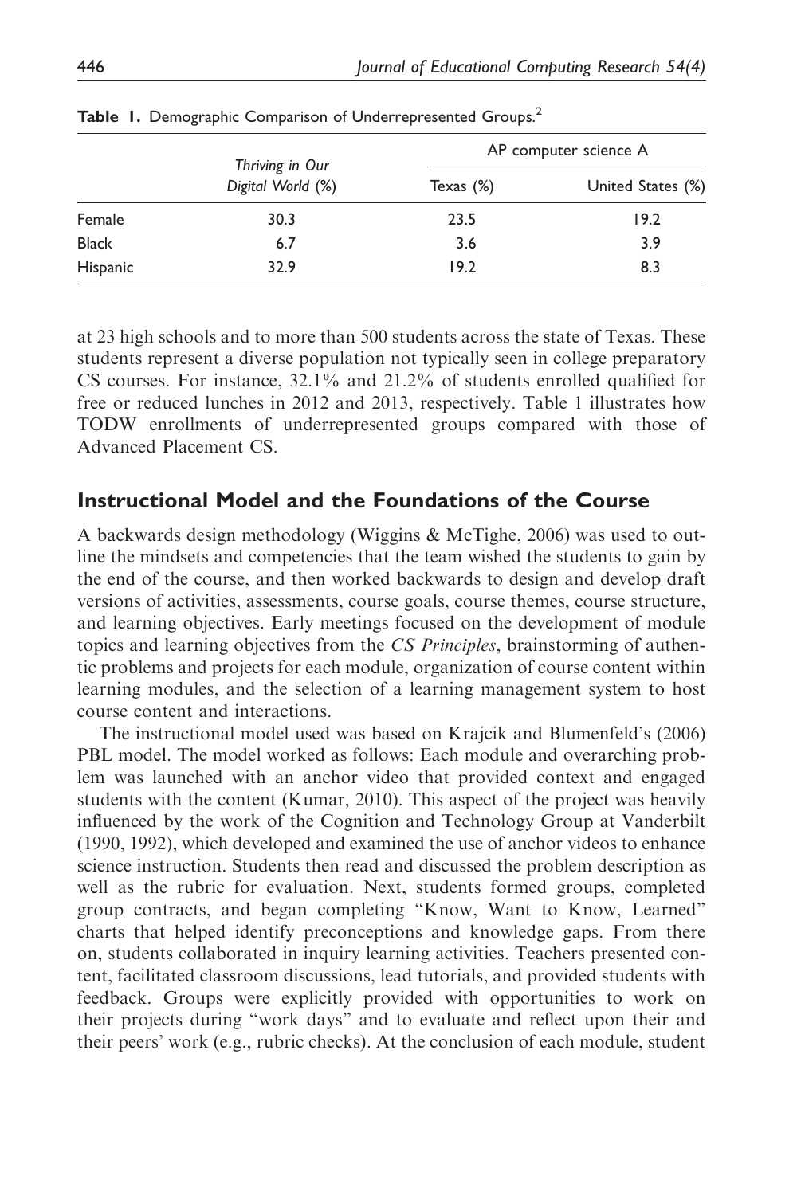**Table 1.** Demographic Comparison of Underrepresented Groups.[2]

| | *Thriving in Our Digital World* (%) | AP computer science A | |
|---|---|---|---|
| | | Texas (%) | United States (%) |
| Female | 30.3 | 23.5 | 19.2 |
| Black | 6.7 | 3.6 | 3.9 |
| Hispanic | 32.9 | 19.2 | 8.3 |

at 23 high schools and to more than 500 students across the state of Texas. These students represent a diverse population not typically seen in college preparatory CS courses. For instance, 32.1% and 21.2% of students enrolled qualified for free or reduced lunches in 2012 and 2013, respectively. Table 1 illustrates how TODW enrollments of underrepresented groups compared with those of Advanced Placement CS.

## Instructional Model and the Foundations of the Course

A backwards design methodology (Wiggins & McTighe, 2006) was used to outline the mindsets and competencies that the team wished the students to gain by the end of the course, and then worked backwards to design and develop draft versions of activities, assessments, course goals, course themes, course structure, and learning objectives. Early meetings focused on the development of module topics and learning objectives from the *CS Principles*, brainstorming of authentic problems and projects for each module, organization of course content within learning modules, and the selection of a learning management system to host course content and interactions.

The instructional model used was based on Krajcik and Blumenfeld's (2006) PBL model. The model worked as follows: Each module and overarching problem was launched with an anchor video that provided context and engaged students with the content (Kumar, 2010). This aspect of the project was heavily influenced by the work of the Cognition and Technology Group at Vanderbilt (1990, 1992), which developed and examined the use of anchor videos to enhance science instruction. Students then read and discussed the problem description as well as the rubric for evaluation. Next, students formed groups, completed group contracts, and began completing "Know, Want to Know, Learned" charts that helped identify preconceptions and knowledge gaps. From there on, students collaborated in inquiry learning activities. Teachers presented content, facilitated classroom discussions, lead tutorials, and provided students with feedback. Groups were explicitly provided with opportunities to work on their projects during "work days" and to evaluate and reflect upon their and their peers' work (e.g., rubric checks). At the conclusion of each module, student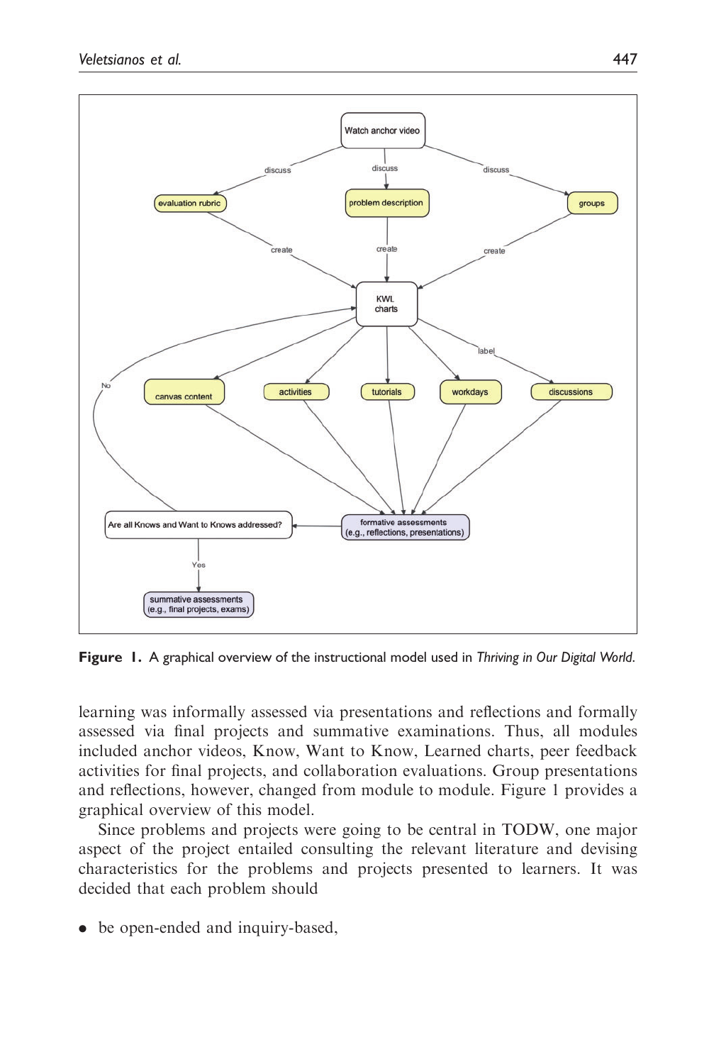Figure 1. A graphical overview of the instructional model used in *Thriving in Our Digital World*.

learning was informally assessed via presentations and reflections and formally assessed via final projects and summative examinations. Thus, all modules included anchor videos, Know, Want to Know, Learned charts, peer feedback activities for final projects, and collaboration evaluations. Group presentations and reflections, however, changed from module to module. Figure 1 provides a graphical overview of this model.

Since problems and projects were going to be central in TODW, one major aspect of the project entailed consulting the relevant literature and devising characteristics for the problems and projects presented to learners. It was decided that each problem should

- be open-ended and inquiry-based,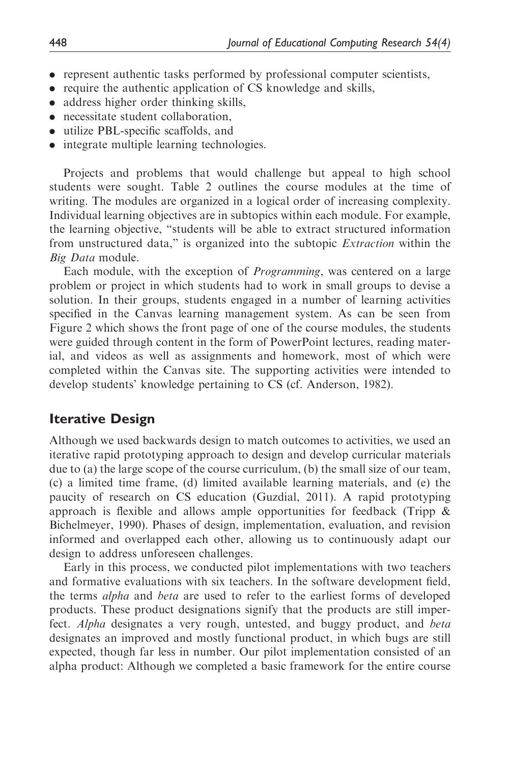- represent authentic tasks performed by professional computer scientists,
- require the authentic application of CS knowledge and skills,
- address higher order thinking skills,
- necessitate student collaboration,
- utilize PBL-specific scaffolds, and
- integrate multiple learning technologies.

Projects and problems that would challenge but appeal to high school students were sought. Table 2 outlines the course modules at the time of writing. The modules are organized in a logical order of increasing complexity. Individual learning objectives are in subtopics within each module. For example, the learning objective, "students will be able to extract structured information from unstructured data," is organized into the subtopic *Extraction* within the *Big Data* module.

Each module, with the exception of *Programming*, was centered on a large problem or project in which students had to work in small groups to devise a solution. In their groups, students engaged in a number of learning activities specified in the Canvas learning management system. As can be seen from Figure 2 which shows the front page of one of the course modules, the students were guided through content in the form of PowerPoint lectures, reading material, and videos as well as assignments and homework, most of which were completed within the Canvas site. The supporting activities were intended to develop students' knowledge pertaining to CS (cf. Anderson, 1982).

## Iterative Design

Although we used backwards design to match outcomes to activities, we used an iterative rapid prototyping approach to design and develop curricular materials due to (a) the large scope of the course curriculum, (b) the small size of our team, (c) a limited time frame, (d) limited available learning materials, and (e) the paucity of research on CS education (Guzdial, 2011). A rapid prototyping approach is flexible and allows ample opportunities for feedback (Tripp & Bichelmeyer, 1990). Phases of design, implementation, evaluation, and revision informed and overlapped each other, allowing us to continuously adapt our design to address unforeseen challenges.

Early in this process, we conducted pilot implementations with two teachers and formative evaluations with six teachers. In the software development field, the terms *alpha* and *beta* are used to refer to the earliest forms of developed products. These product designations signify that the products are still imperfect. *Alpha* designates a very rough, untested, and buggy product, and *beta* designates an improved and mostly functional product, in which bugs are still expected, though far less in number. Our pilot implementation consisted of an alpha product: Although we completed a basic framework for the entire course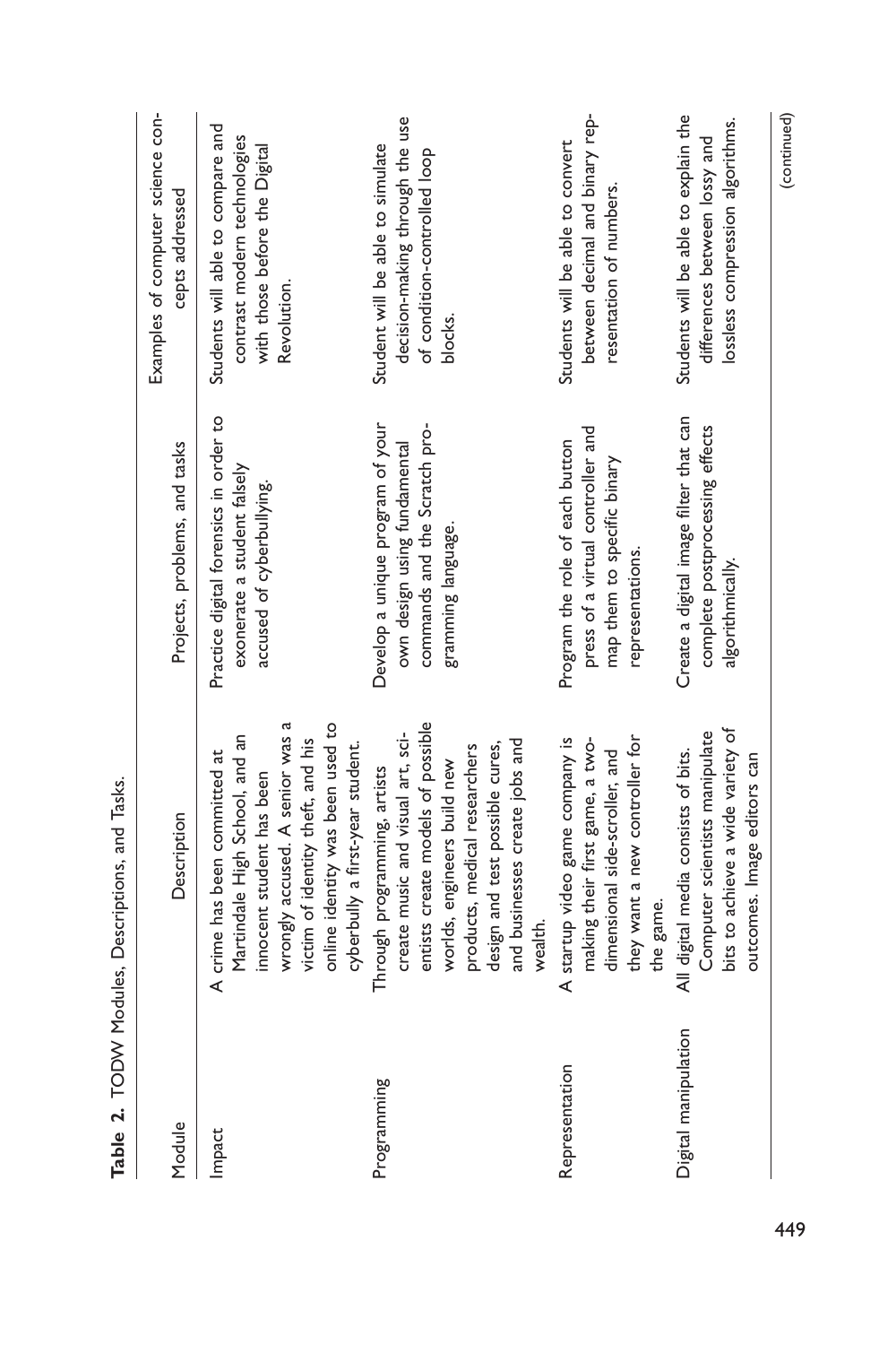**Table 2.** TODW Modules, Descriptions, and Tasks.

| Module | Description | Projects, problems, and tasks | Examples of computer science concepts addressed |
|---|---|---|---|
| Impact | A crime has been committed at Martindale High School, and an innocent student has been wrongly accused. A senior was a victim of identity theft, and his online identity was been used to cyberbully a first-year student. | Practice digital forensics in order to exonerate a student falsely accused of cyberbullying. | Students will able to compare and contrast modern technologies with those before the Digital Revolution. |
| Programming | Through programming, artists create music and visual art, scientists create models of possible worlds, engineers build new products, medical researchers design and test possible cures, and businesses create jobs and wealth. | Develop a unique program of your own design using fundamental commands and the Scratch programming language. | Student will be able to simulate decision-making through the use of condition-controlled loop blocks. |
| Representation | A startup video game company is making their first game, a two-dimensional side-scroller, and they want a new controller for the game. | Program the role of each button press of a virtual controller and map them to specific binary representations. | Students will be able to convert between decimal and binary representation of numbers. |
| Digital manipulation | All digital media consists of bits. Computer scientists manipulate bits to achieve a wide variety of outcomes. Image editors can | Create a digital image filter that can complete postprocessing effects algorithmically. | Students will be able to explain the differences between lossy and lossless compression algorithms. |

(continued)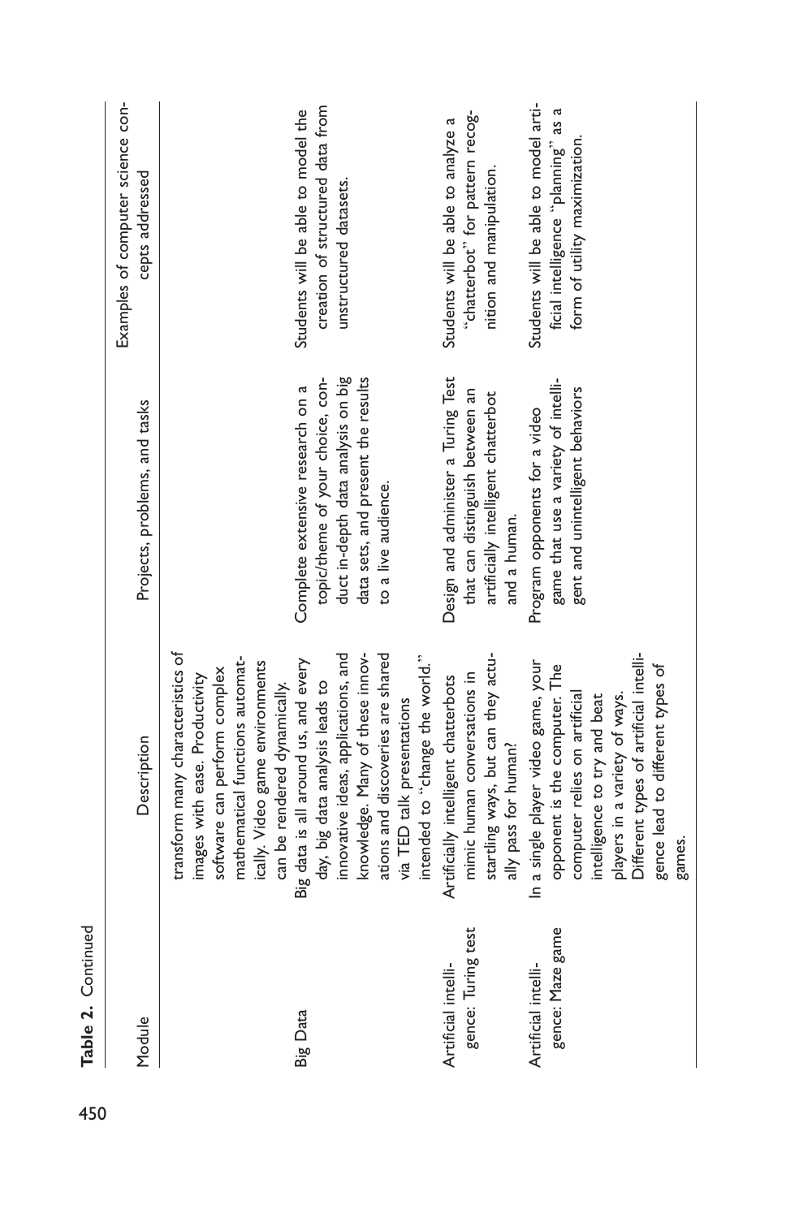**Table 2.** Continued

| Module | Description | Projects, problems, and tasks | Examples of computer science concepts addressed |
|---|---|---|---|
| | transform many characteristics of images with ease. Productivity software can perform complex mathematical functions automatically. Video game environments can be rendered dynamically. | | |
| Big Data | Big data is all around us, and every day, big data analysis leads to innovative ideas, applications, and knowledge. Many of these innovations and discoveries are shared via TED talk presentations intended to "change the world." | Complete extensive research on a topic/theme of your choice, conduct in-depth data analysis on big data sets, and present the results to a live audience. | Students will be able to model the creation of structured data from unstructured datasets. |
| Artificial intelligence: Turing test | Artificially intelligent chatterbots mimic human conversations in startling ways, but can they actually pass for human? | Design and administer a Turing Test that can distinguish between an artificially intelligent chatterbot and a human. | Students will be able to analyze a "chatterbot" for pattern recognition and manipulation. |
| Artificial intelligence: Maze game | In a single player video game, your opponent is the computer. The computer relies on artificial intelligence to try and beat players in a variety of ways. Different types of artificial intelligence lead to different types of games. | Program opponents for a video game that use a variety of intelligent and unintelligent behaviors | Students will be able to model artificial intelligence "planning" as a form of utility maximization. |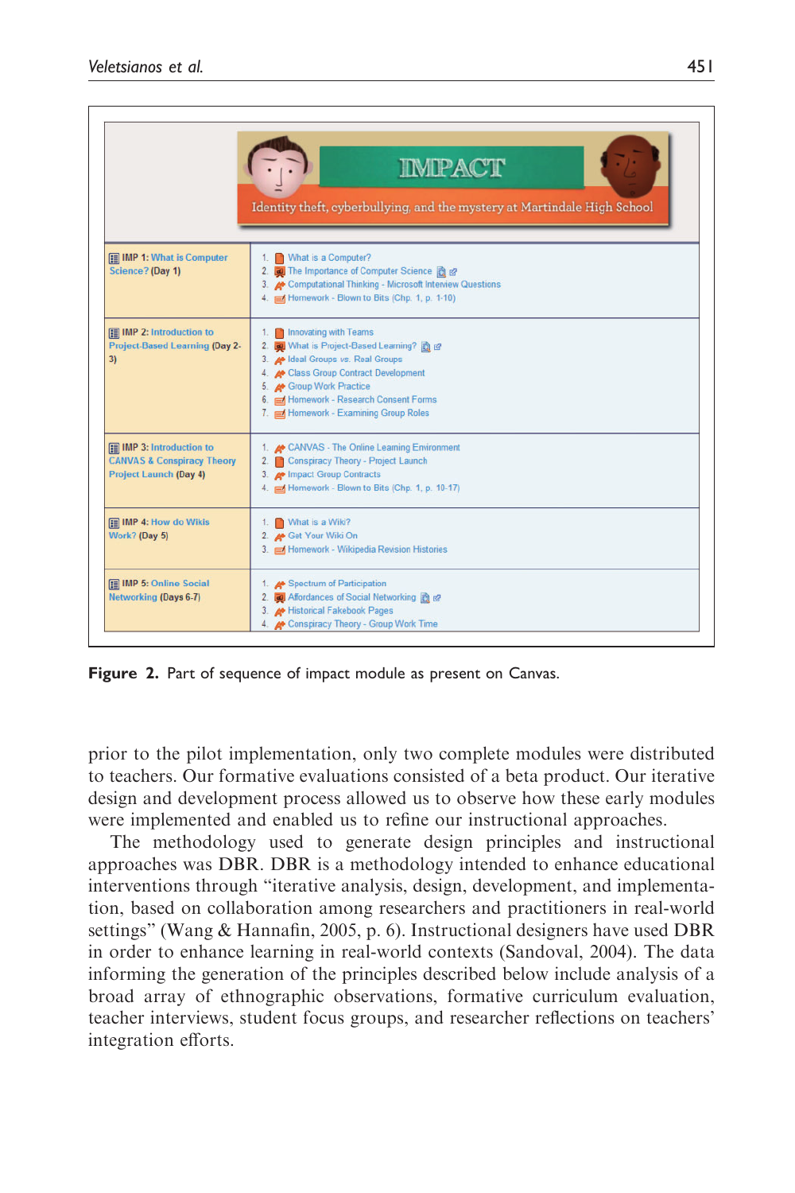| IMPACT — Identity theft, cyberbullying, and the mystery at Martindale High School | |
|---|---|
| IMP 1: What is Computer Science? (Day 1) | 1. What is a Computer?<br>2. The Importance of Computer Science<br>3. Computational Thinking - Microsoft Interview Questions<br>4. Homework - Blown to Bits (Chp. 1, p. 1-10) |
| IMP 2: Introduction to Project-Based Learning (Day 2-3) | 1. Innovating with Teams<br>2. What is Project-Based Learning?<br>3. Ideal Groups vs. Real Groups<br>4. Class Group Contract Development<br>5. Group Work Practice<br>6. Homework - Research Consent Forms<br>7. Homework - Examining Group Roles |
| IMP 3: Introduction to CANVAS & Conspiracy Theory Project Launch (Day 4) | 1. CANVAS - The Online Learning Environment<br>2. Conspiracy Theory - Project Launch<br>3. Impact Group Contracts<br>4. Homework - Blown to Bits (Chp. 1, p. 10-17) |
| IMP 4: How do Wikis Work? (Day 5) | 1. What is a Wiki?<br>2. Get Your Wiki On<br>3. Homework - Wikipedia Revision Histories |
| IMP 5: Online Social Networking (Days 6-7) | 1. Spectrum of Participation<br>2. Affordances of Social Networking<br>3. Historical Fakebook Pages<br>4. Conspiracy Theory - Group Work Time |

**Figure 2.** Part of sequence of impact module as present on Canvas.

prior to the pilot implementation, only two complete modules were distributed to teachers. Our formative evaluations consisted of a beta product. Our iterative design and development process allowed us to observe how these early modules were implemented and enabled us to refine our instructional approaches.

The methodology used to generate design principles and instructional approaches was DBR. DBR is a methodology intended to enhance educational interventions through "iterative analysis, design, development, and implementation, based on collaboration among researchers and practitioners in real-world settings" (Wang & Hannafin, 2005, p. 6). Instructional designers have used DBR in order to enhance learning in real-world contexts (Sandoval, 2004). The data informing the generation of the principles described below include analysis of a broad array of ethnographic observations, formative curriculum evaluation, teacher interviews, student focus groups, and researcher reflections on teachers' integration efforts.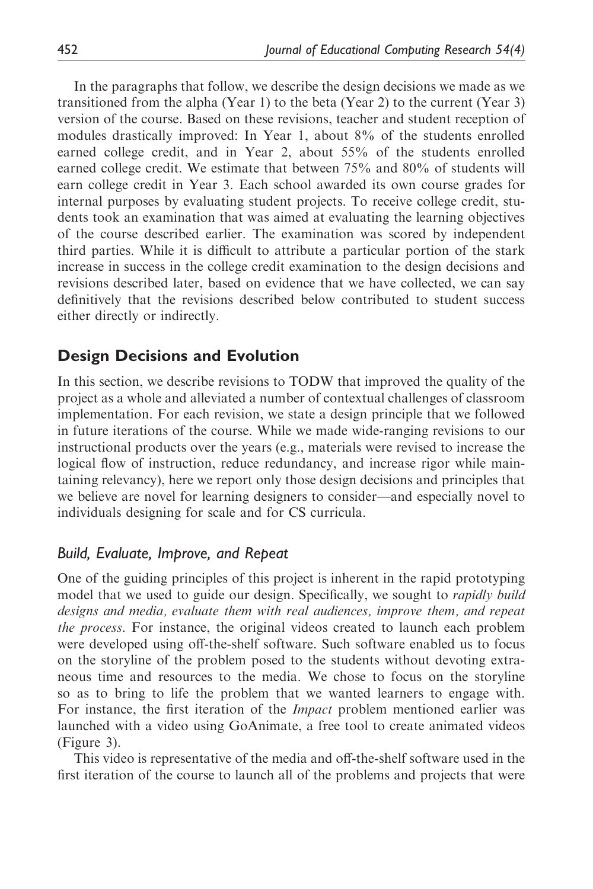In the paragraphs that follow, we describe the design decisions we made as we transitioned from the alpha (Year 1) to the beta (Year 2) to the current (Year 3) version of the course. Based on these revisions, teacher and student reception of modules drastically improved: In Year 1, about 8% of the students enrolled earned college credit, and in Year 2, about 55% of the students enrolled earned college credit. We estimate that between 75% and 80% of students will earn college credit in Year 3. Each school awarded its own course grades for internal purposes by evaluating student projects. To receive college credit, students took an examination that was aimed at evaluating the learning objectives of the course described earlier. The examination was scored by independent third parties. While it is difficult to attribute a particular portion of the stark increase in success in the college credit examination to the design decisions and revisions described later, based on evidence that we have collected, we can say definitively that the revisions described below contributed to student success either directly or indirectly.

## Design Decisions and Evolution

In this section, we describe revisions to TODW that improved the quality of the project as a whole and alleviated a number of contextual challenges of classroom implementation. For each revision, we state a design principle that we followed in future iterations of the course. While we made wide-ranging revisions to our instructional products over the years (e.g., materials were revised to increase the logical flow of instruction, reduce redundancy, and increase rigor while maintaining relevancy), here we report only those design decisions and principles that we believe are novel for learning designers to consider—and especially novel to individuals designing for scale and for CS curricula.

### *Build, Evaluate, Improve, and Repeat*

One of the guiding principles of this project is inherent in the rapid prototyping model that we used to guide our design. Specifically, we sought to *rapidly build designs and media, evaluate them with real audiences, improve them, and repeat the process*. For instance, the original videos created to launch each problem were developed using off-the-shelf software. Such software enabled us to focus on the storyline of the problem posed to the students without devoting extraneous time and resources to the media. We chose to focus on the storyline so as to bring to life the problem that we wanted learners to engage with. For instance, the first iteration of the *Impact* problem mentioned earlier was launched with a video using GoAnimate, a free tool to create animated videos (Figure 3).

This video is representative of the media and off-the-shelf software used in the first iteration of the course to launch all of the problems and projects that were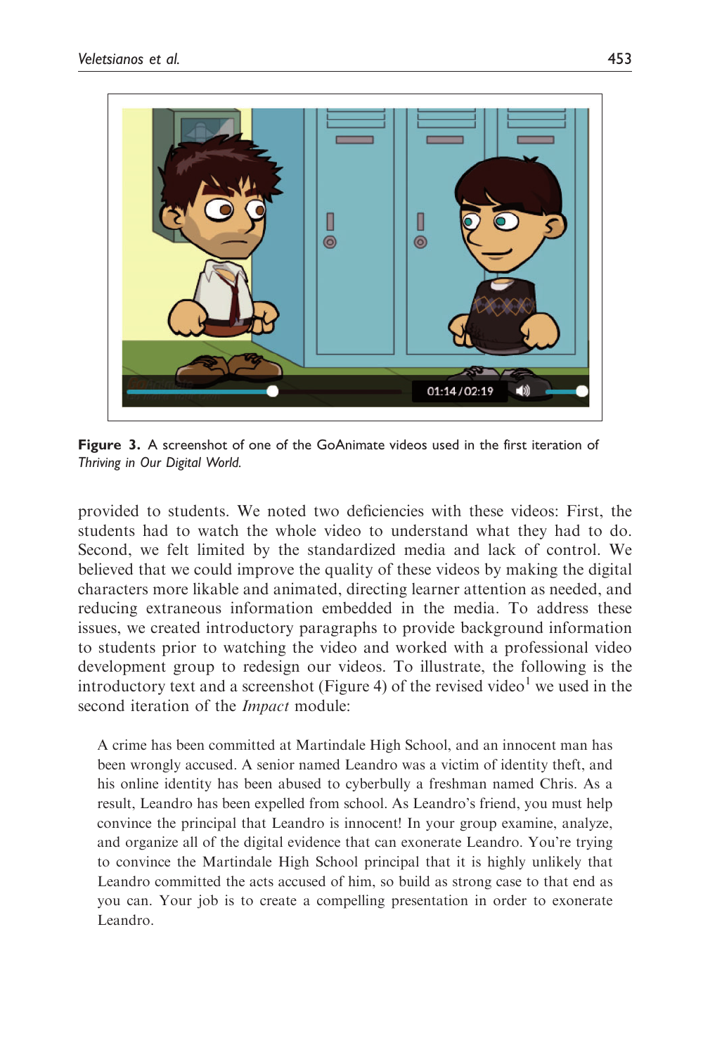**Figure 3.** A screenshot of one of the GoAnimate videos used in the first iteration of *Thriving in Our Digital World.*

provided to students. We noted two deficiencies with these videos: First, the students had to watch the whole video to understand what they had to do. Second, we felt limited by the standardized media and lack of control. We believed that we could improve the quality of these videos by making the digital characters more likable and animated, directing learner attention as needed, and reducing extraneous information embedded in the media. To address these issues, we created introductory paragraphs to provide background information to students prior to watching the video and worked with a professional video development group to redesign our videos. To illustrate, the following is the introductory text and a screenshot (Figure 4) of the revised video[1] we used in the second iteration of the *Impact* module:

> A crime has been committed at Martindale High School, and an innocent man has been wrongly accused. A senior named Leandro was a victim of identity theft, and his online identity has been abused to cyberbully a freshman named Chris. As a result, Leandro has been expelled from school. As Leandro's friend, you must help convince the principal that Leandro is innocent! In your group examine, analyze, and organize all of the digital evidence that can exonerate Leandro. You're trying to convince the Martindale High School principal that it is highly unlikely that Leandro committed the acts accused of him, so build as strong case to that end as you can. Your job is to create a compelling presentation in order to exonerate Leandro.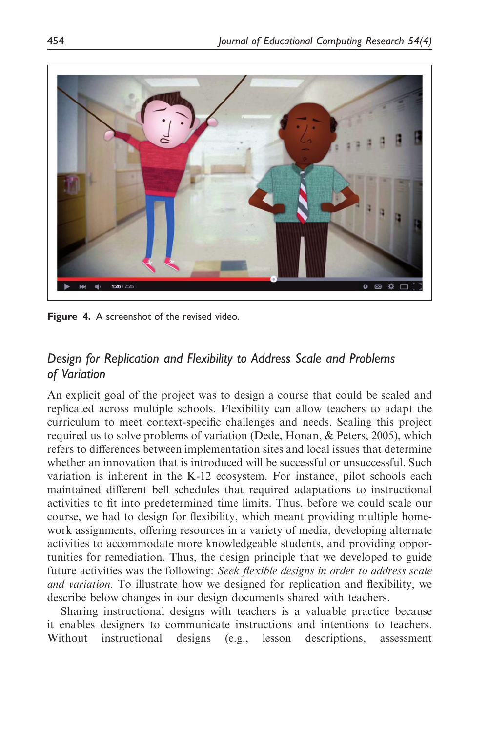Figure 4. A screenshot of the revised video.

### *Design for Replication and Flexibility to Address Scale and Problems of Variation*

An explicit goal of the project was to design a course that could be scaled and replicated across multiple schools. Flexibility can allow teachers to adapt the curriculum to meet context-specific challenges and needs. Scaling this project required us to solve problems of variation (Dede, Honan, & Peters, 2005), which refers to differences between implementation sites and local issues that determine whether an innovation that is introduced will be successful or unsuccessful. Such variation is inherent in the K-12 ecosystem. For instance, pilot schools each maintained different bell schedules that required adaptations to instructional activities to fit into predetermined time limits. Thus, before we could scale our course, we had to design for flexibility, which meant providing multiple homework assignments, offering resources in a variety of media, developing alternate activities to accommodate more knowledgeable students, and providing opportunities for remediation. Thus, the design principle that we developed to guide future activities was the following: *Seek flexible designs in order to address scale and variation*. To illustrate how we designed for replication and flexibility, we describe below changes in our design documents shared with teachers.

Sharing instructional designs with teachers is a valuable practice because it enables designers to communicate instructions and intentions to teachers. Without instructional designs (e.g., lesson descriptions, assessment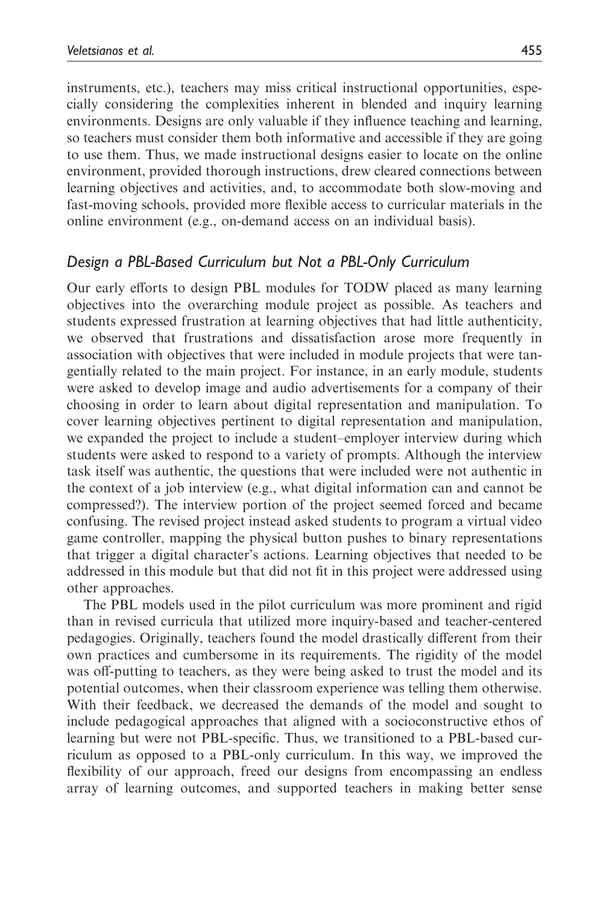instruments, etc.), teachers may miss critical instructional opportunities, especially considering the complexities inherent in blended and inquiry learning environments. Designs are only valuable if they influence teaching and learning, so teachers must consider them both informative and accessible if they are going to use them. Thus, we made instructional designs easier to locate on the online environment, provided thorough instructions, drew cleared connections between learning objectives and activities, and, to accommodate both slow-moving and fast-moving schools, provided more flexible access to curricular materials in the online environment (e.g., on-demand access on an individual basis).

## *Design a PBL-Based Curriculum but Not a PBL-Only Curriculum*

Our early efforts to design PBL modules for TODW placed as many learning objectives into the overarching module project as possible. As teachers and students expressed frustration at learning objectives that had little authenticity, we observed that frustrations and dissatisfaction arose more frequently in association with objectives that were included in module projects that were tangentially related to the main project. For instance, in an early module, students were asked to develop image and audio advertisements for a company of their choosing in order to learn about digital representation and manipulation. To cover learning objectives pertinent to digital representation and manipulation, we expanded the project to include a student–employer interview during which students were asked to respond to a variety of prompts. Although the interview task itself was authentic, the questions that were included were not authentic in the context of a job interview (e.g., what digital information can and cannot be compressed?). The interview portion of the project seemed forced and became confusing. The revised project instead asked students to program a virtual video game controller, mapping the physical button pushes to binary representations that trigger a digital character's actions. Learning objectives that needed to be addressed in this module but that did not fit in this project were addressed using other approaches.

The PBL models used in the pilot curriculum was more prominent and rigid than in revised curricula that utilized more inquiry-based and teacher-centered pedagogies. Originally, teachers found the model drastically different from their own practices and cumbersome in its requirements. The rigidity of the model was off-putting to teachers, as they were being asked to trust the model and its potential outcomes, when their classroom experience was telling them otherwise. With their feedback, we decreased the demands of the model and sought to include pedagogical approaches that aligned with a socioconstructive ethos of learning but were not PBL-specific. Thus, we transitioned to a PBL-based curriculum as opposed to a PBL-only curriculum. In this way, we improved the flexibility of our approach, freed our designs from encompassing an endless array of learning outcomes, and supported teachers in making better sense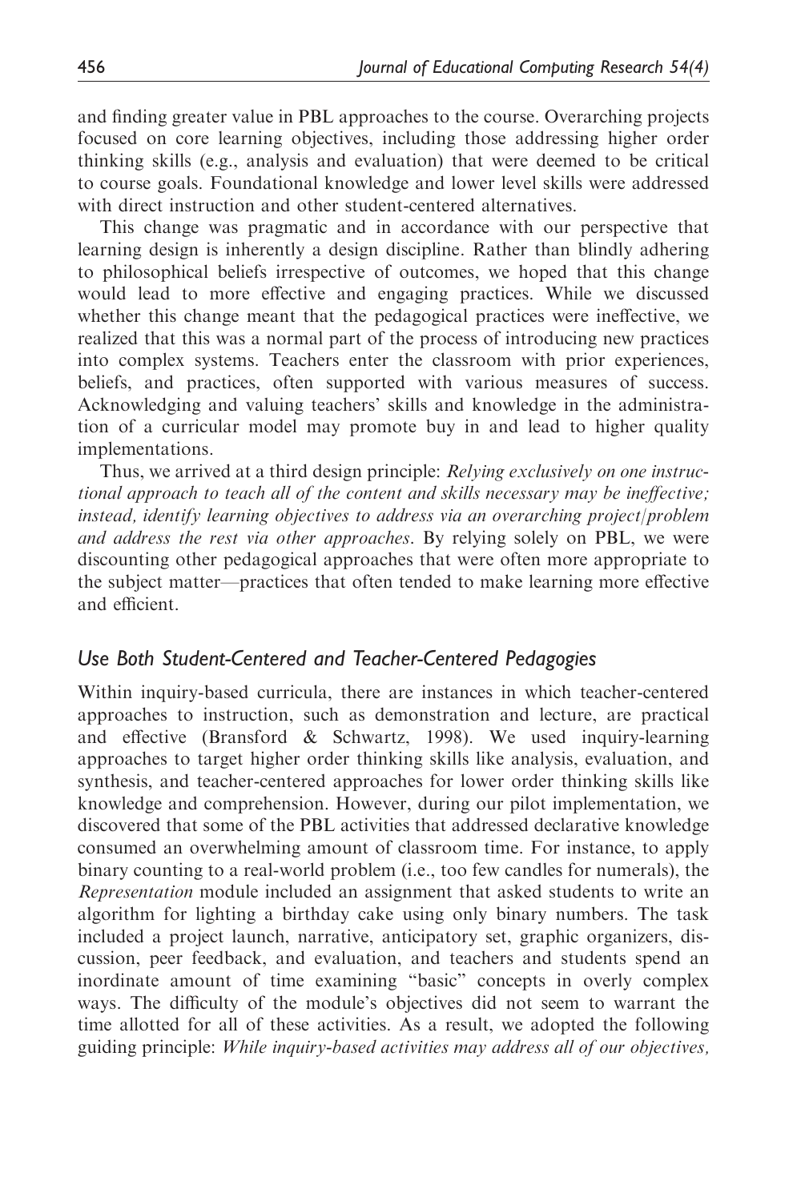and finding greater value in PBL approaches to the course. Overarching projects focused on core learning objectives, including those addressing higher order thinking skills (e.g., analysis and evaluation) that were deemed to be critical to course goals. Foundational knowledge and lower level skills were addressed with direct instruction and other student-centered alternatives.

This change was pragmatic and in accordance with our perspective that learning design is inherently a design discipline. Rather than blindly adhering to philosophical beliefs irrespective of outcomes, we hoped that this change would lead to more effective and engaging practices. While we discussed whether this change meant that the pedagogical practices were ineffective, we realized that this was a normal part of the process of introducing new practices into complex systems. Teachers enter the classroom with prior experiences, beliefs, and practices, often supported with various measures of success. Acknowledging and valuing teachers' skills and knowledge in the administration of a curricular model may promote buy in and lead to higher quality implementations.

Thus, we arrived at a third design principle: *Relying exclusively on one instructional approach to teach all of the content and skills necessary may be ineffective; instead, identify learning objectives to address via an overarching project/problem and address the rest via other approaches*. By relying solely on PBL, we were discounting other pedagogical approaches that were often more appropriate to the subject matter—practices that often tended to make learning more effective and efficient.

## *Use Both Student-Centered and Teacher-Centered Pedagogies*

Within inquiry-based curricula, there are instances in which teacher-centered approaches to instruction, such as demonstration and lecture, are practical and effective (Bransford & Schwartz, 1998). We used inquiry-learning approaches to target higher order thinking skills like analysis, evaluation, and synthesis, and teacher-centered approaches for lower order thinking skills like knowledge and comprehension. However, during our pilot implementation, we discovered that some of the PBL activities that addressed declarative knowledge consumed an overwhelming amount of classroom time. For instance, to apply binary counting to a real-world problem (i.e., too few candles for numerals), the *Representation* module included an assignment that asked students to write an algorithm for lighting a birthday cake using only binary numbers. The task included a project launch, narrative, anticipatory set, graphic organizers, discussion, peer feedback, and evaluation, and teachers and students spend an inordinate amount of time examining "basic" concepts in overly complex ways. The difficulty of the module's objectives did not seem to warrant the time allotted for all of these activities. As a result, we adopted the following guiding principle: *While inquiry-based activities may address all of our objectives,*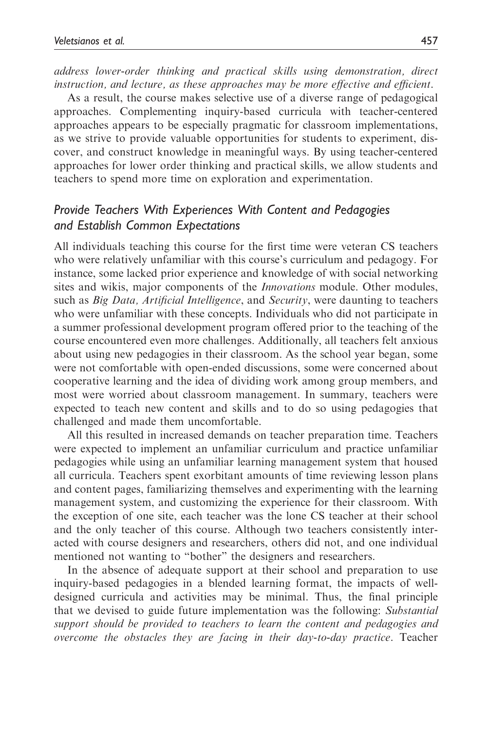*address lower-order thinking and practical skills using demonstration, direct instruction, and lecture, as these approaches may be more effective and efficient*.

As a result, the course makes selective use of a diverse range of pedagogical approaches. Complementing inquiry-based curricula with teacher-centered approaches appears to be especially pragmatic for classroom implementations, as we strive to provide valuable opportunities for students to experiment, discover, and construct knowledge in meaningful ways. By using teacher-centered approaches for lower order thinking and practical skills, we allow students and teachers to spend more time on exploration and experimentation.

### *Provide Teachers With Experiences With Content and Pedagogies and Establish Common Expectations*

All individuals teaching this course for the first time were veteran CS teachers who were relatively unfamiliar with this course's curriculum and pedagogy. For instance, some lacked prior experience and knowledge of with social networking sites and wikis, major components of the *Innovations* module. Other modules, such as *Big Data, Artificial Intelligence*, and *Security*, were daunting to teachers who were unfamiliar with these concepts. Individuals who did not participate in a summer professional development program offered prior to the teaching of the course encountered even more challenges. Additionally, all teachers felt anxious about using new pedagogies in their classroom. As the school year began, some were not comfortable with open-ended discussions, some were concerned about cooperative learning and the idea of dividing work among group members, and most were worried about classroom management. In summary, teachers were expected to teach new content and skills and to do so using pedagogies that challenged and made them uncomfortable.

All this resulted in increased demands on teacher preparation time. Teachers were expected to implement an unfamiliar curriculum and practice unfamiliar pedagogies while using an unfamiliar learning management system that housed all curricula. Teachers spent exorbitant amounts of time reviewing lesson plans and content pages, familiarizing themselves and experimenting with the learning management system, and customizing the experience for their classroom. With the exception of one site, each teacher was the lone CS teacher at their school and the only teacher of this course. Although two teachers consistently interacted with course designers and researchers, others did not, and one individual mentioned not wanting to "bother" the designers and researchers.

In the absence of adequate support at their school and preparation to use inquiry-based pedagogies in a blended learning format, the impacts of well-designed curricula and activities may be minimal. Thus, the final principle that we devised to guide future implementation was the following: *Substantial support should be provided to teachers to learn the content and pedagogies and overcome the obstacles they are facing in their day-to-day practice*. Teacher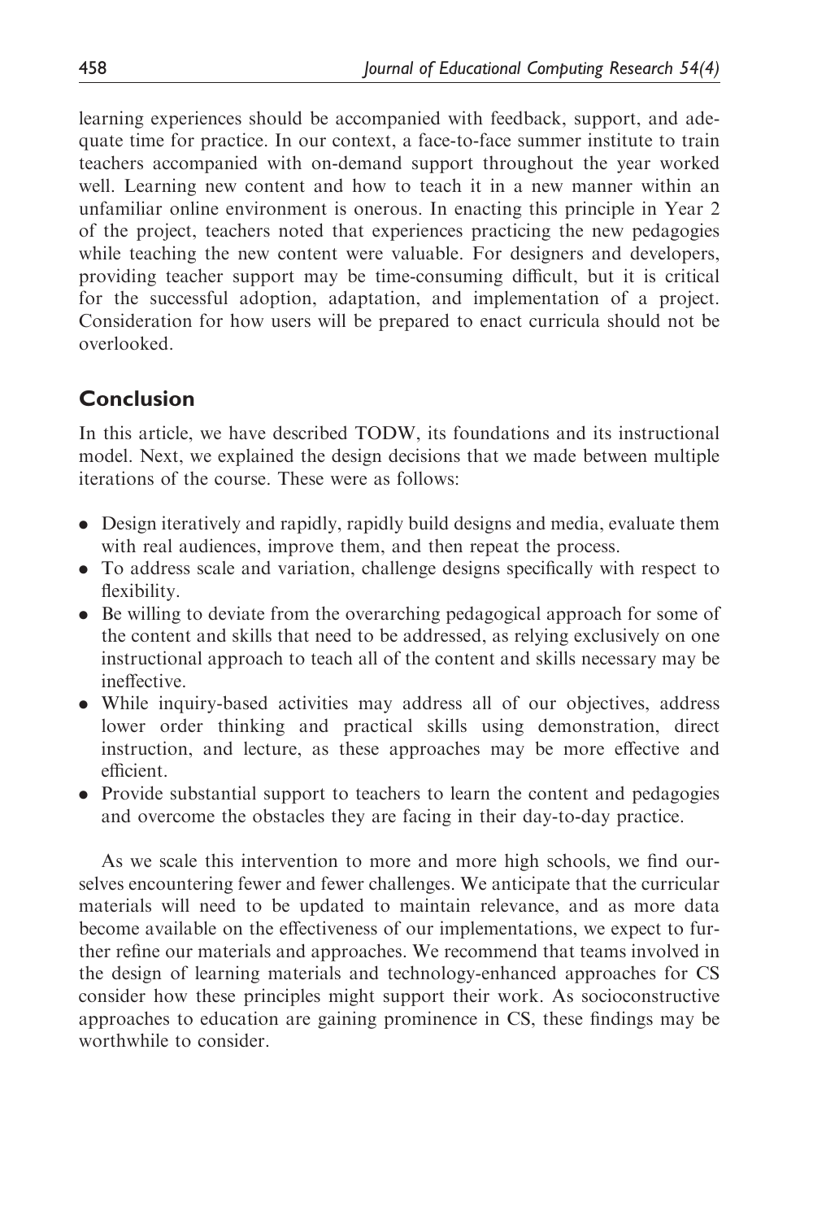learning experiences should be accompanied with feedback, support, and adequate time for practice. In our context, a face-to-face summer institute to train teachers accompanied with on-demand support throughout the year worked well. Learning new content and how to teach it in a new manner within an unfamiliar online environment is onerous. In enacting this principle in Year 2 of the project, teachers noted that experiences practicing the new pedagogies while teaching the new content were valuable. For designers and developers, providing teacher support may be time-consuming difficult, but it is critical for the successful adoption, adaptation, and implementation of a project. Consideration for how users will be prepared to enact curricula should not be overlooked.

## Conclusion

In this article, we have described TODW, its foundations and its instructional model. Next, we explained the design decisions that we made between multiple iterations of the course. These were as follows:

- Design iteratively and rapidly, rapidly build designs and media, evaluate them with real audiences, improve them, and then repeat the process.
- To address scale and variation, challenge designs specifically with respect to flexibility.
- Be willing to deviate from the overarching pedagogical approach for some of the content and skills that need to be addressed, as relying exclusively on one instructional approach to teach all of the content and skills necessary may be ineffective.
- While inquiry-based activities may address all of our objectives, address lower order thinking and practical skills using demonstration, direct instruction, and lecture, as these approaches may be more effective and efficient.
- Provide substantial support to teachers to learn the content and pedagogies and overcome the obstacles they are facing in their day-to-day practice.

As we scale this intervention to more and more high schools, we find ourselves encountering fewer and fewer challenges. We anticipate that the curricular materials will need to be updated to maintain relevance, and as more data become available on the effectiveness of our implementations, we expect to further refine our materials and approaches. We recommend that teams involved in the design of learning materials and technology-enhanced approaches for CS consider how these principles might support their work. As socioconstructive approaches to education are gaining prominence in CS, these findings may be worthwhile to consider.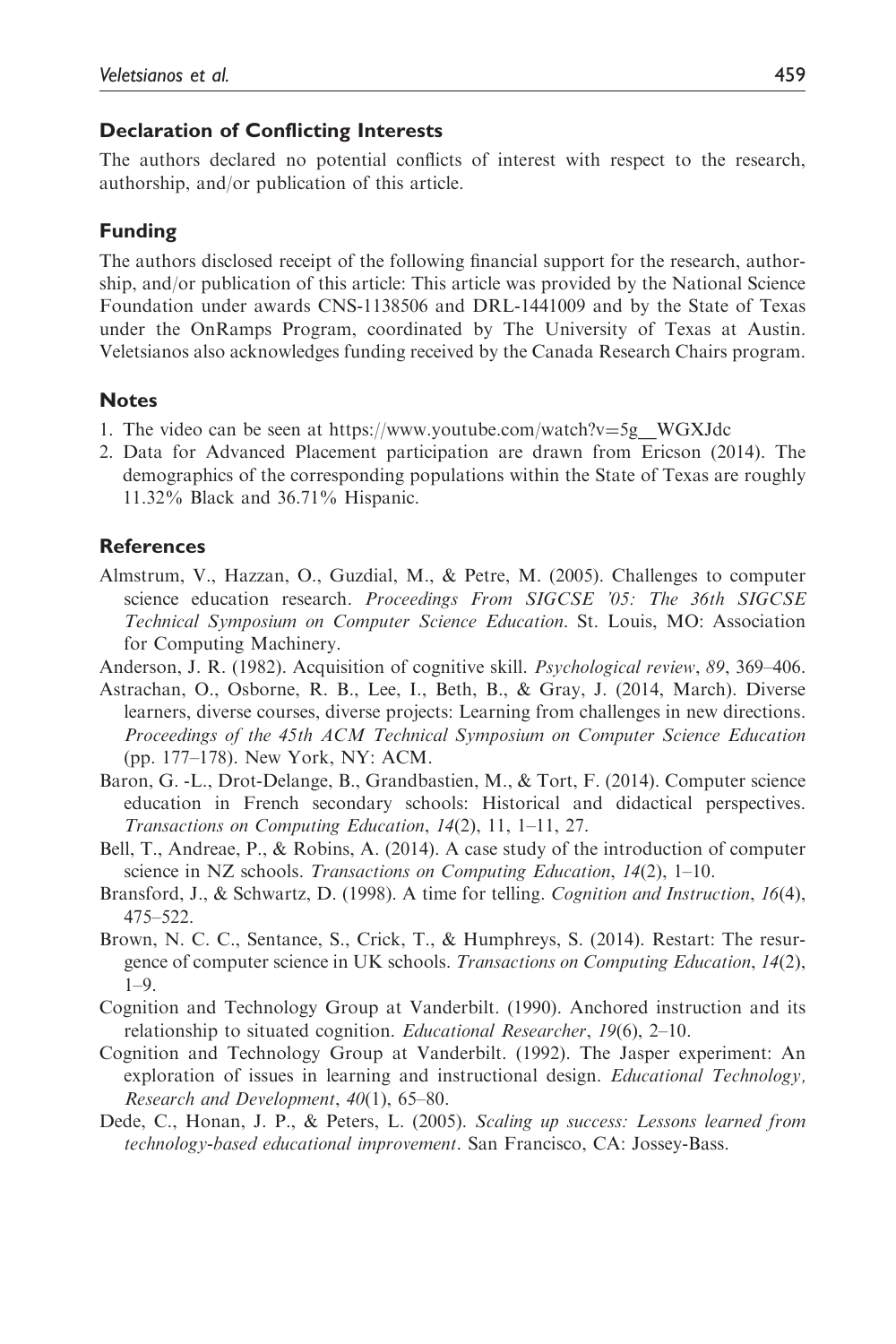## Declaration of Conflicting Interests

The authors declared no potential conflicts of interest with respect to the research, authorship, and/or publication of this article.

## Funding

The authors disclosed receipt of the following financial support for the research, authorship, and/or publication of this article: This article was provided by the National Science Foundation under awards CNS-1138506 and DRL-1441009 and by the State of Texas under the OnRamps Program, coordinated by The University of Texas at Austin. Veletsianos also acknowledges funding received by the Canada Research Chairs program.

## Notes

1. The video can be seen at https://www.youtube.com/watch?v=5g__WGXJdc
2. Data for Advanced Placement participation are drawn from Ericson (2014). The demographics of the corresponding populations within the State of Texas are roughly 11.32% Black and 36.71% Hispanic.

## References

Almstrum, V., Hazzan, O., Guzdial, M., & Petre, M. (2005). Challenges to computer science education research. *Proceedings From SIGCSE '05: The 36th SIGCSE Technical Symposium on Computer Science Education*. St. Louis, MO: Association for Computing Machinery.

Anderson, J. R. (1982). Acquisition of cognitive skill. *Psychological review*, *89*, 369–406.

Astrachan, O., Osborne, R. B., Lee, I., Beth, B., & Gray, J. (2014, March). Diverse learners, diverse courses, diverse projects: Learning from challenges in new directions. *Proceedings of the 45th ACM Technical Symposium on Computer Science Education* (pp. 177–178). New York, NY: ACM.

Baron, G. -L., Drot-Delange, B., Grandbastien, M., & Tort, F. (2014). Computer science education in French secondary schools: Historical and didactical perspectives. *Transactions on Computing Education*, *14*(2), 11, 1–11, 27.

Bell, T., Andreae, P., & Robins, A. (2014). A case study of the introduction of computer science in NZ schools. *Transactions on Computing Education*, *14*(2), 1–10.

Bransford, J., & Schwartz, D. (1998). A time for telling. *Cognition and Instruction*, *16*(4), 475–522.

Brown, N. C. C., Sentance, S., Crick, T., & Humphreys, S. (2014). Restart: The resurgence of computer science in UK schools. *Transactions on Computing Education*, *14*(2), 1–9.

Cognition and Technology Group at Vanderbilt. (1990). Anchored instruction and its relationship to situated cognition. *Educational Researcher*, *19*(6), 2–10.

Cognition and Technology Group at Vanderbilt. (1992). The Jasper experiment: An exploration of issues in learning and instructional design. *Educational Technology, Research and Development*, *40*(1), 65–80.

Dede, C., Honan, J. P., & Peters, L. (2005). *Scaling up success: Lessons learned from technology-based educational improvement*. San Francisco, CA: Jossey-Bass.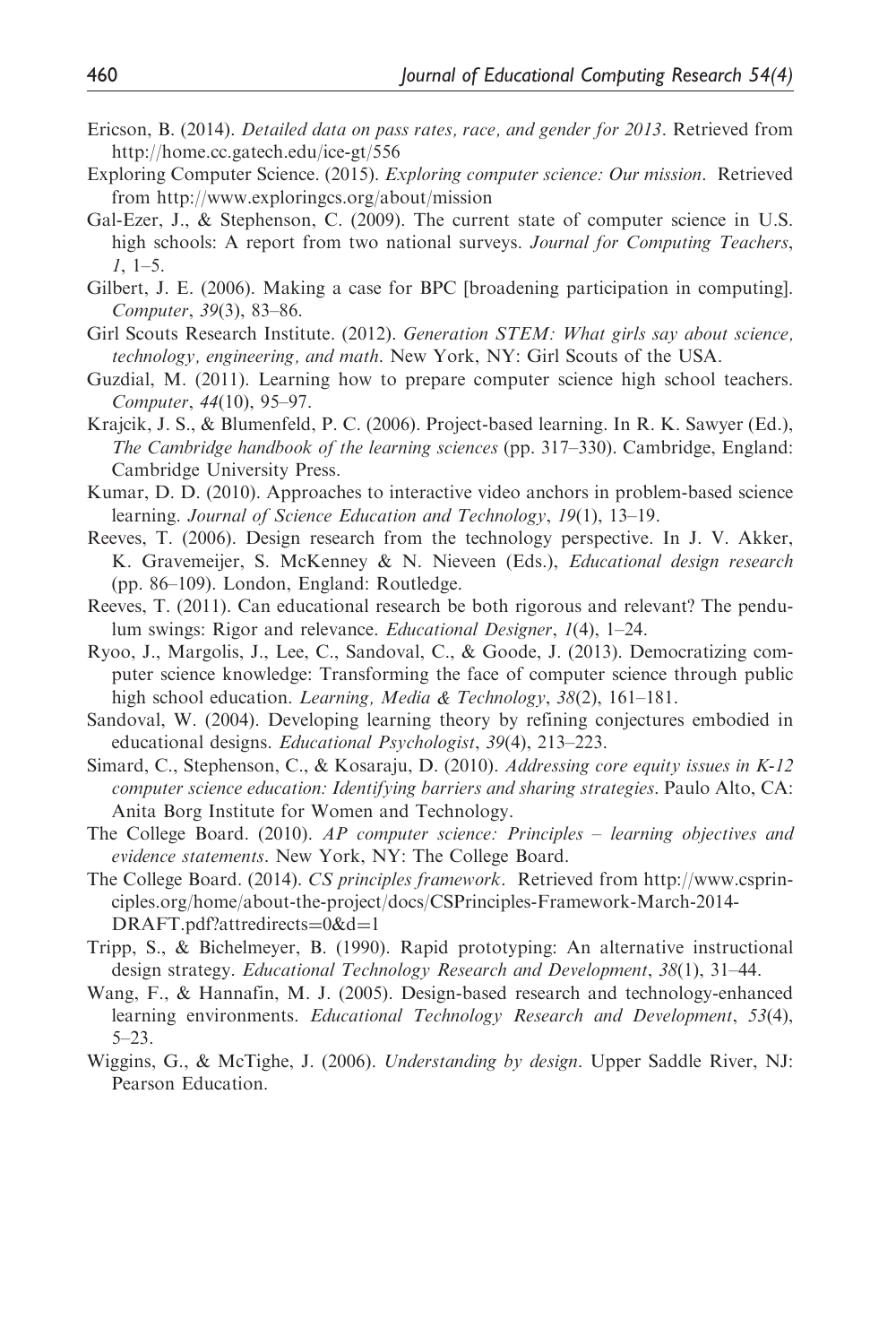Ericson, B. (2014). *Detailed data on pass rates, race, and gender for 2013*. Retrieved from http://home.cc.gatech.edu/ice-gt/556

Exploring Computer Science. (2015). *Exploring computer science: Our mission*. Retrieved from http://www.exploringcs.org/about/mission

Gal-Ezer, J., & Stephenson, C. (2009). The current state of computer science in U.S. high schools: A report from two national surveys. *Journal for Computing Teachers*, *1*, 1–5.

Gilbert, J. E. (2006). Making a case for BPC [broadening participation in computing]. *Computer*, *39*(3), 83–86.

Girl Scouts Research Institute. (2012). *Generation STEM: What girls say about science, technology, engineering, and math*. New York, NY: Girl Scouts of the USA.

Guzdial, M. (2011). Learning how to prepare computer science high school teachers. *Computer*, *44*(10), 95–97.

Krajcik, J. S., & Blumenfeld, P. C. (2006). Project-based learning. In R. K. Sawyer (Ed.), *The Cambridge handbook of the learning sciences* (pp. 317–330). Cambridge, England: Cambridge University Press.

Kumar, D. D. (2010). Approaches to interactive video anchors in problem-based science learning. *Journal of Science Education and Technology*, *19*(1), 13–19.

Reeves, T. (2006). Design research from the technology perspective. In J. V. Akker, K. Gravemeijer, S. McKenney & N. Nieveen (Eds.), *Educational design research* (pp. 86–109). London, England: Routledge.

Reeves, T. (2011). Can educational research be both rigorous and relevant? The pendulum swings: Rigor and relevance. *Educational Designer*, *1*(4), 1–24.

Ryoo, J., Margolis, J., Lee, C., Sandoval, C., & Goode, J. (2013). Democratizing computer science knowledge: Transforming the face of computer science through public high school education. *Learning, Media & Technology*, *38*(2), 161–181.

Sandoval, W. (2004). Developing learning theory by refining conjectures embodied in educational designs. *Educational Psychologist*, *39*(4), 213–223.

Simard, C., Stephenson, C., & Kosaraju, D. (2010). *Addressing core equity issues in K-12 computer science education: Identifying barriers and sharing strategies*. Paulo Alto, CA: Anita Borg Institute for Women and Technology.

The College Board. (2010). *AP computer science: Principles – learning objectives and evidence statements*. New York, NY: The College Board.

The College Board. (2014). *CS principles framework*. Retrieved from http://www.csprinciples.org/home/about-the-project/docs/CSPrinciples-Framework-March-2014-DRAFT.pdf?attredirects=0&d=1

Tripp, S., & Bichelmeyer, B. (1990). Rapid prototyping: An alternative instructional design strategy. *Educational Technology Research and Development*, *38*(1), 31–44.

Wang, F., & Hannafin, M. J. (2005). Design-based research and technology-enhanced learning environments. *Educational Technology Research and Development*, *53*(4), 5–23.

Wiggins, G., & McTighe, J. (2006). *Understanding by design*. Upper Saddle River, NJ: Pearson Education.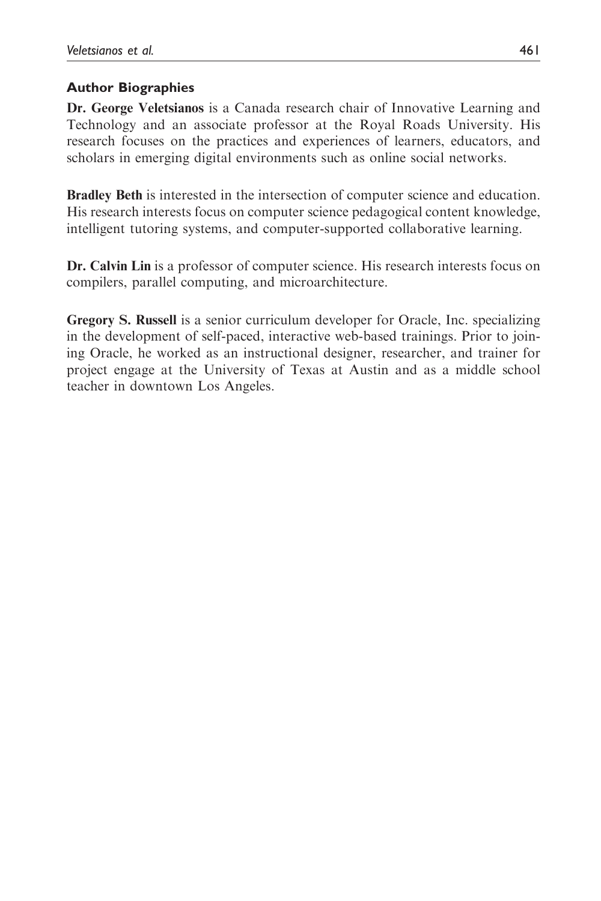## Author Biographies

**Dr. George Veletsianos** is a Canada research chair of Innovative Learning and Technology and an associate professor at the Royal Roads University. His research focuses on the practices and experiences of learners, educators, and scholars in emerging digital environments such as online social networks.

**Bradley Beth** is interested in the intersection of computer science and education. His research interests focus on computer science pedagogical content knowledge, intelligent tutoring systems, and computer-supported collaborative learning.

**Dr. Calvin Lin** is a professor of computer science. His research interests focus on compilers, parallel computing, and microarchitecture.

**Gregory S. Russell** is a senior curriculum developer for Oracle, Inc. specializing in the development of self-paced, interactive web-based trainings. Prior to joining Oracle, he worked as an instructional designer, researcher, and trainer for project engage at the University of Texas at Austin and as a middle school teacher in downtown Los Angeles.